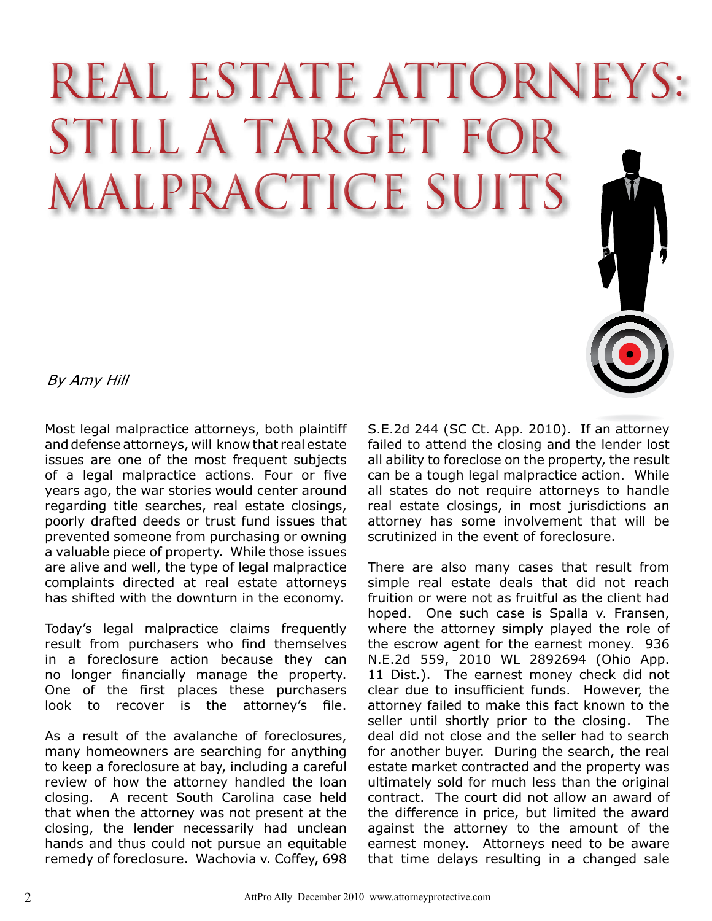# Real Estate Attorneys: Still a Target for Malpractice Suits

*By Amy Hill*

Most legal malpractice attorneys, both plaintiff and defense attorneys, will know that real estate issues are one of the most frequent subjects of a legal malpractice actions. Four or five years ago, the war stories would center around regarding title searches, real estate closings, poorly drafted deeds or trust fund issues that prevented someone from purchasing or owning a valuable piece of property. While those issues are alive and well, the type of legal malpractice complaints directed at real estate attorneys has shifted with the downturn in the economy.

Today's legal malpractice claims frequently result from purchasers who find themselves in a foreclosure action because they can no longer financially manage the property. One of the first places these purchasers look to recover is the attorney's file.

As a result of the avalanche of foreclosures, many homeowners are searching for anything to keep a foreclosure at bay, including a careful review of how the attorney handled the loan closing. A recent South Carolina case held that when the attorney was not present at the closing, the lender necessarily had unclean hands and thus could not pursue an equitable remedy of foreclosure. Wachovia v. Coffey, 698 S.E.2d 244 (SC Ct. App. 2010). If an attorney failed to attend the closing and the lender lost all ability to foreclose on the property, the result can be a tough legal malpractice action. While all states do not require attorneys to handle real estate closings, in most jurisdictions an attorney has some involvement that will be scrutinized in the event of foreclosure.

There are also many cases that result from simple real estate deals that did not reach fruition or were not as fruitful as the client had hoped. One such case is Spalla v. Fransen, where the attorney simply played the role of the escrow agent for the earnest money. 936 N.E.2d 559, 2010 WL 2892694 (Ohio App. 11 Dist.). The earnest money check did not clear due to insufficient funds. However, the attorney failed to make this fact known to the seller until shortly prior to the closing. The deal did not close and the seller had to search for another buyer. During the search, the real estate market contracted and the property was ultimately sold for much less than the original contract. The court did not allow an award of the difference in price, but limited the award against the attorney to the amount of the earnest money. Attorneys need to be aware that time delays resulting in a changed sale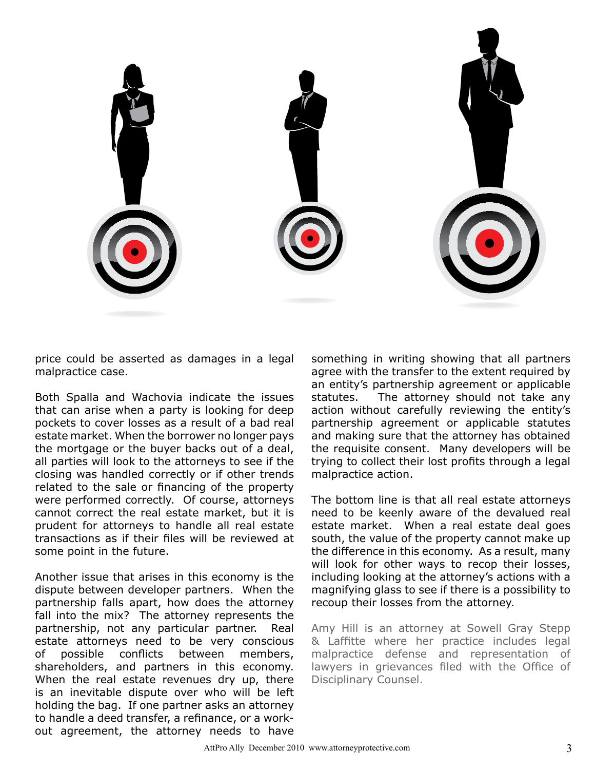price could be asserted as damages in a legal malpractice case.

Both Spalla and Wachovia indicate the issues that can arise when a party is looking for deep pockets to cover losses as a result of a bad real estate market. When the borrower no longer pays the mortgage or the buyer backs out of a deal, all parties will look to the attorneys to see if the closing was handled correctly or if other trends related to the sale or financing of the property were performed correctly. Of course, attorneys cannot correct the real estate market, but it is prudent for attorneys to handle all real estate transactions as if their files will be reviewed at some point in the future.

Another issue that arises in this economy is the dispute between developer partners. When the partnership falls apart, how does the attorney fall into the mix? The attorney represents the partnership, not any particular partner. Real estate attorneys need to be very conscious of possible conflicts between members, shareholders, and partners in this economy. When the real estate revenues dry up, there is an inevitable dispute over who will be left holding the bag. If one partner asks an attorney to handle a deed transfer, a refinance, or a work-out agreement, the attorney needs to have something in writing showing that all partners agree with the transfer to the extent required by an entity's partnership agreement or applicable statutes. The attorney should not take any action without carefully reviewing the entity's partnership agreement or applicable statutes and making sure that the attorney has obtained the requisite consent. Many developers will be trying to collect their lost profits through a legal malpractice action.

The bottom line is that all real estate attorneys need to be keenly aware of the devalued real estate market. When a real estate deal goes south, the value of the property cannot make up the difference in this economy. As a result, many will look for other ways to recop their losses, including looking at the attorney's actions with a magnifying glass to see if there is a possibility to recoup their losses from the attorney.

Amy Hill is an attorney at Sowell Gray Stepp & Laffitte where her practice includes legal malpractice defense and representation of lawyers in grievances filed with the Office of Disciplinary Counsel.